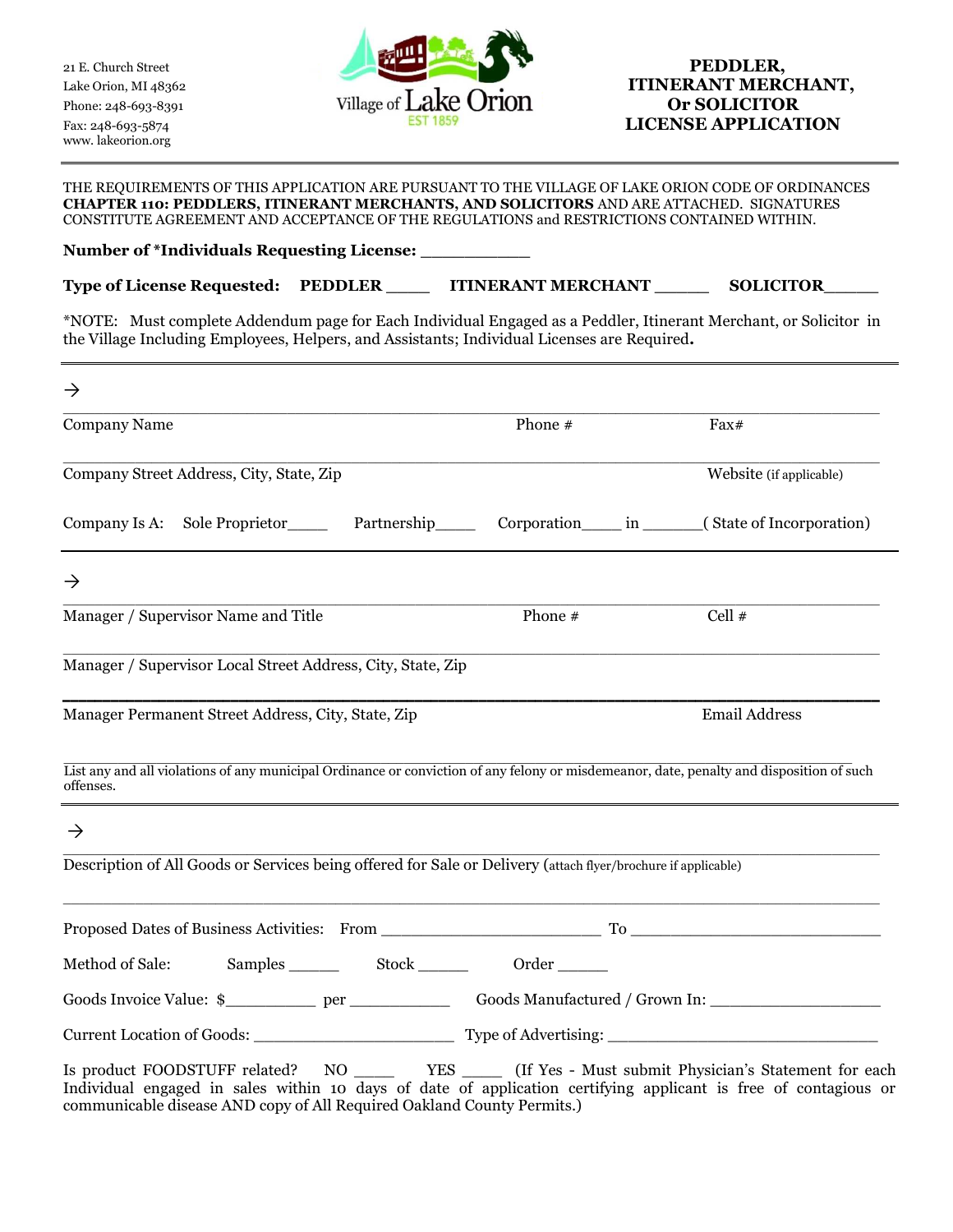21 E. Church Street
Lake Orion, MI 48362
Phone: 248-693-8391
Fax: 248-693-5874
www. lakeorion.org

Village of Lake Orion
EST 1859

# PEDDLER, ITINERANT MERCHANT, Or SOLICITOR LICENSE APPLICATION

THE REQUIREMENTS OF THIS APPLICATION ARE PURSUANT TO THE VILLAGE OF LAKE ORION CODE OF ORDINANCES **CHAPTER 110: PEDDLERS, ITINERANT MERCHANTS, AND SOLICITORS** AND ARE ATTACHED. SIGNATURES CONSTITUTE AGREEMENT AND ACCEPTANCE OF THE REGULATIONS and RESTRICTIONS CONTAINED WITHIN.

**Number of *Individuals Requesting License:** __________

**Type of License Requested:** **PEDDLER** ____ **ITINERANT MERCHANT** _____ **SOLICITOR**_____

*NOTE: Must complete Addendum page for Each Individual Engaged as a Peddler, Itinerant Merchant, or Solicitor in the Village Including Employees, Helpers, and Assistants; Individual Licenses are Required**.**

---

→

Company Name _______________ Phone # _______________ Fax# _______________

Company Street Address, City, State, Zip _______________ Website (if applicable) _______________

Company Is A: Sole Proprietor____ Partnership____ Corporation____ in ______( State of Incorporation)

---

→

Manager / Supervisor Name and Title _______________ Phone # _______________ Cell # _______________

Manager / Supervisor Local Street Address, City, State, Zip _______________

Manager Permanent Street Address, City, State, Zip _______________ Email Address _______________

List any and all violations of any municipal Ordinance or conviction of any felony or misdemeanor, date, penalty and disposition of such offenses.

---

→

Description of All Goods or Services being offered for Sale or Delivery (attach flyer/brochure if applicable)

Proposed Dates of Business Activities: From ______________________ To __________________________

Method of Sale: Samples _____ Stock _____ Order _____

Goods Invoice Value: $_________ per __________ Goods Manufactured / Grown In: _________________

Current Location of Goods: _____________________ Type of Advertising: _____________________________

Is product FOODSTUFF related? NO ____ YES ____ (If Yes - Must submit Physician's Statement for each Individual engaged in sales within 10 days of date of application certifying applicant is free of contagious or communicable disease AND copy of All Required Oakland County Permits.)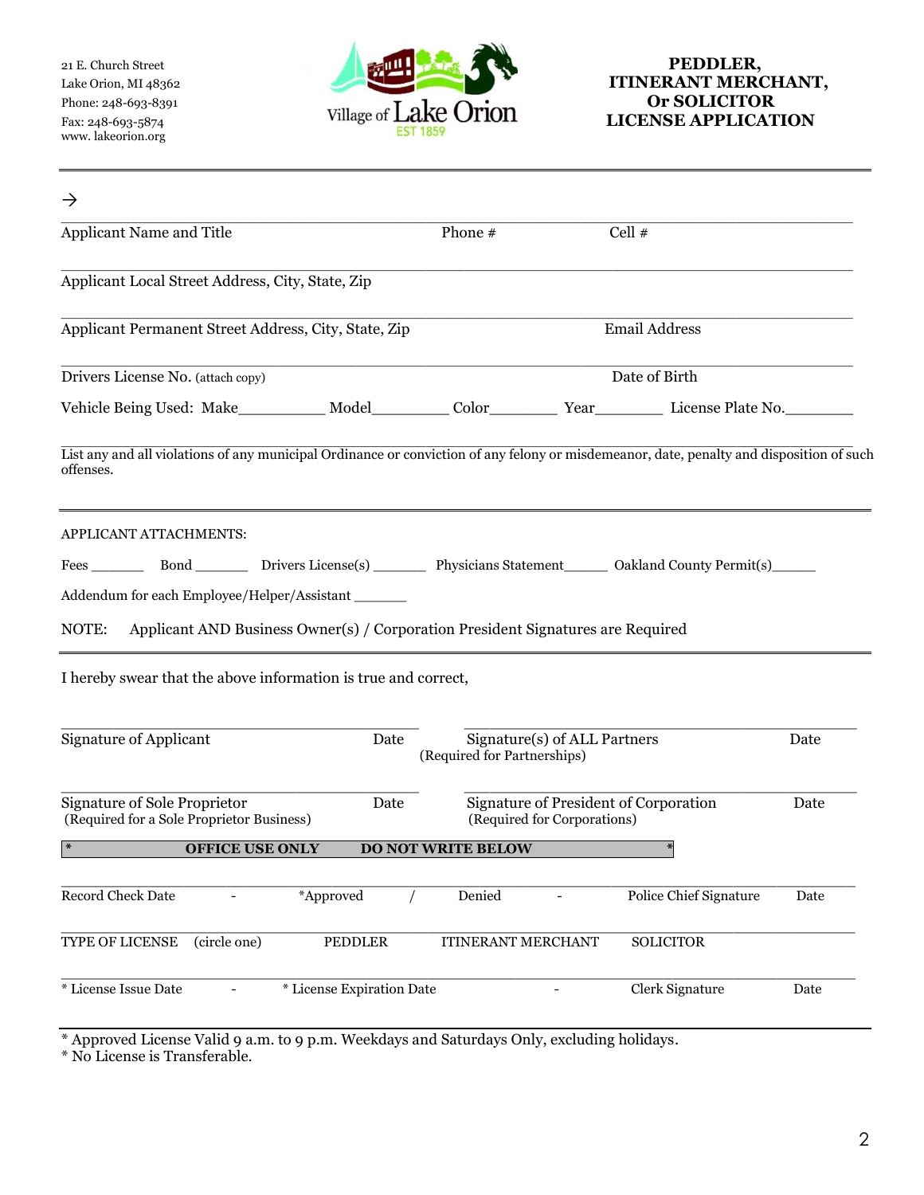21 E. Church Street
Lake Orion, MI 48362
Phone: 248-693-8391
Fax: 248-693-5874
www. lakeorion.org

Village of Lake Orion
EST 1859

# PEDDLER, ITINERANT MERCHANT, Or SOLICITOR LICENSE APPLICATION

→

______________________________________________________________________________
Applicant Name and Title                                        Phone #                    Cell #

______________________________________________________________________________
Applicant Local Street Address, City, State, Zip

______________________________________________________________________________
Applicant Permanent Street Address, City, State, Zip                              Email Address

______________________________________________________________________________
Drivers License No. (attach copy)                                                  Date of Birth

Vehicle Being Used: Make__________ Model_________ Color________ Year________ License Plate No.________

______________________________________________________________________________
List any and all violations of any municipal Ordinance or conviction of any felony or misdemeanor, date, penalty and disposition of such offenses.

---

APPLICANT ATTACHMENTS:

Fees _______ Bond _______ Drivers License(s) _______ Physicians Statement______ Oakland County Permit(s)______

Addendum for each Employee/Helper/Assistant _______

NOTE: Applicant AND Business Owner(s) / Corporation President Signatures are Required

---

I hereby swear that the above information is true and correct,

______________________________________ ______________________________________
Signature of Applicant                    Date        Signature(s) of ALL Partners                    Date
                                                      (Required for Partnerships)

______________________________________ ______________________________________
Signature of Sole Proprietor              Date        Signature of President of Corporation           Date
(Required for a Sole Proprietor Business)             (Required for Corporations)

**\* OFFICE USE ONLY DO NOT WRITE BELOW \***

______________________________________________________________________________
Record Check Date - *Approved / Denied - Police Chief Signature Date

______________________________________________________________________________
TYPE OF LICENSE (circle one) PEDDLER ITINERANT MERCHANT SOLICITOR

______________________________________________________________________________
* License Issue Date - * License Expiration Date - Clerk Signature Date

---

* Approved License Valid 9 a.m. to 9 p.m. Weekdays and Saturdays Only, excluding holidays.
* No License is Transferable.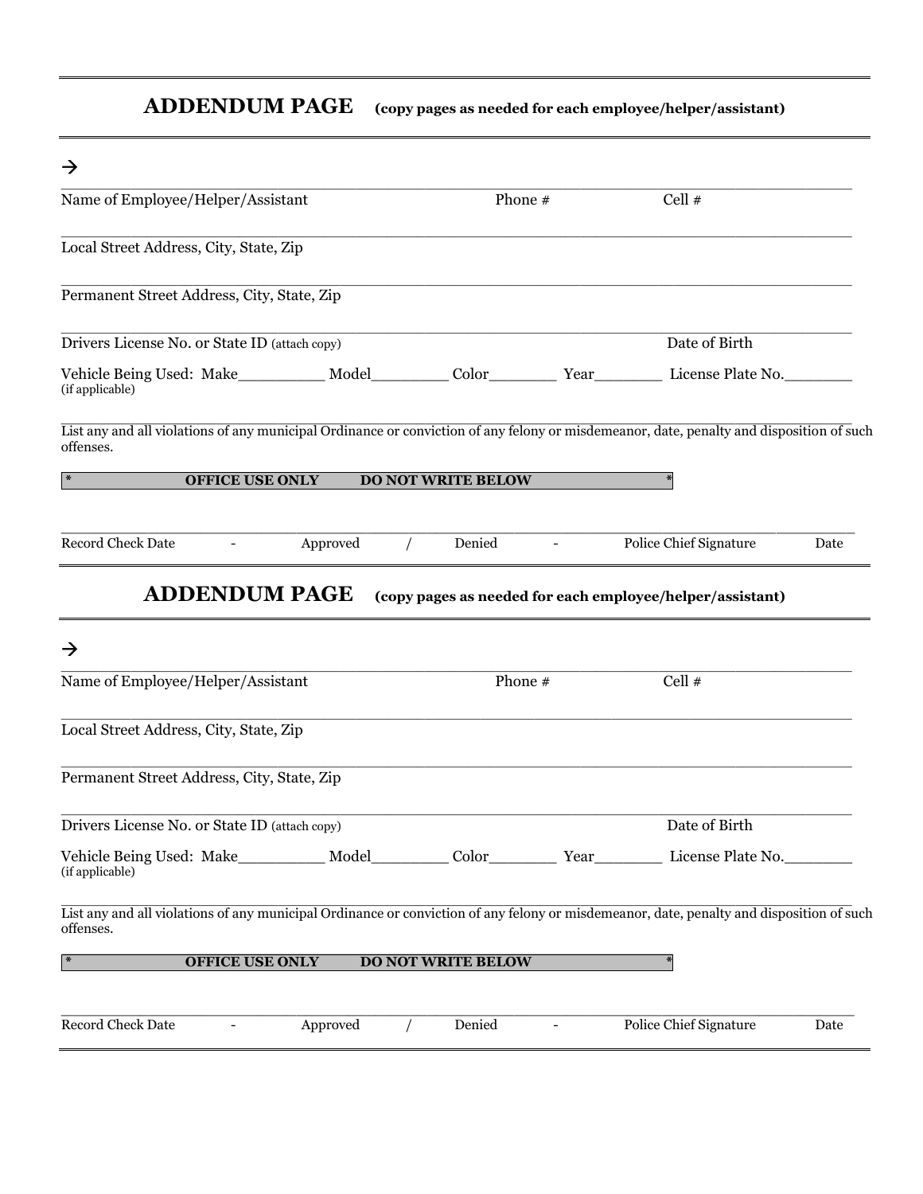## ADDENDUM PAGE **(copy pages as needed for each employee/helper/assistant)**

→

______________________________________________________________________________

Name of Employee/Helper/Assistant                    Phone #                    Cell #

______________________________________________________________________________

Local Street Address, City, State, Zip

______________________________________________________________________________

Permanent Street Address, City, State, Zip

______________________________________________________________________________

Drivers License No. or State ID (attach copy)                    Date of Birth

Vehicle Being Used: Make__________ Model_________ Color________ Year________ License Plate No.________
(if applicable)

______________________________________________________________________________

List any and all violations of any municipal Ordinance or conviction of any felony or misdemeanor, date, penalty and disposition of such offenses.

**\*     OFFICE USE ONLY     DO NOT WRITE BELOW     \***

______________________________________________________________________________

Record Check Date   -   Approved   /   Denied   -   Police Chief Signature   Date

## ADDENDUM PAGE **(copy pages as needed for each employee/helper/assistant)**

→

______________________________________________________________________________

Name of Employee/Helper/Assistant                    Phone #                    Cell #

______________________________________________________________________________

Local Street Address, City, State, Zip

______________________________________________________________________________

Permanent Street Address, City, State, Zip

______________________________________________________________________________

Drivers License No. or State ID (attach copy)                    Date of Birth

Vehicle Being Used: Make__________ Model_________ Color________ Year________ License Plate No.________
(if applicable)

______________________________________________________________________________

List any and all violations of any municipal Ordinance or conviction of any felony or misdemeanor, date, penalty and disposition of such offenses.

**\*     OFFICE USE ONLY     DO NOT WRITE BELOW     \***

______________________________________________________________________________

Record Check Date   -   Approved   /   Denied   -   Police Chief Signature   Date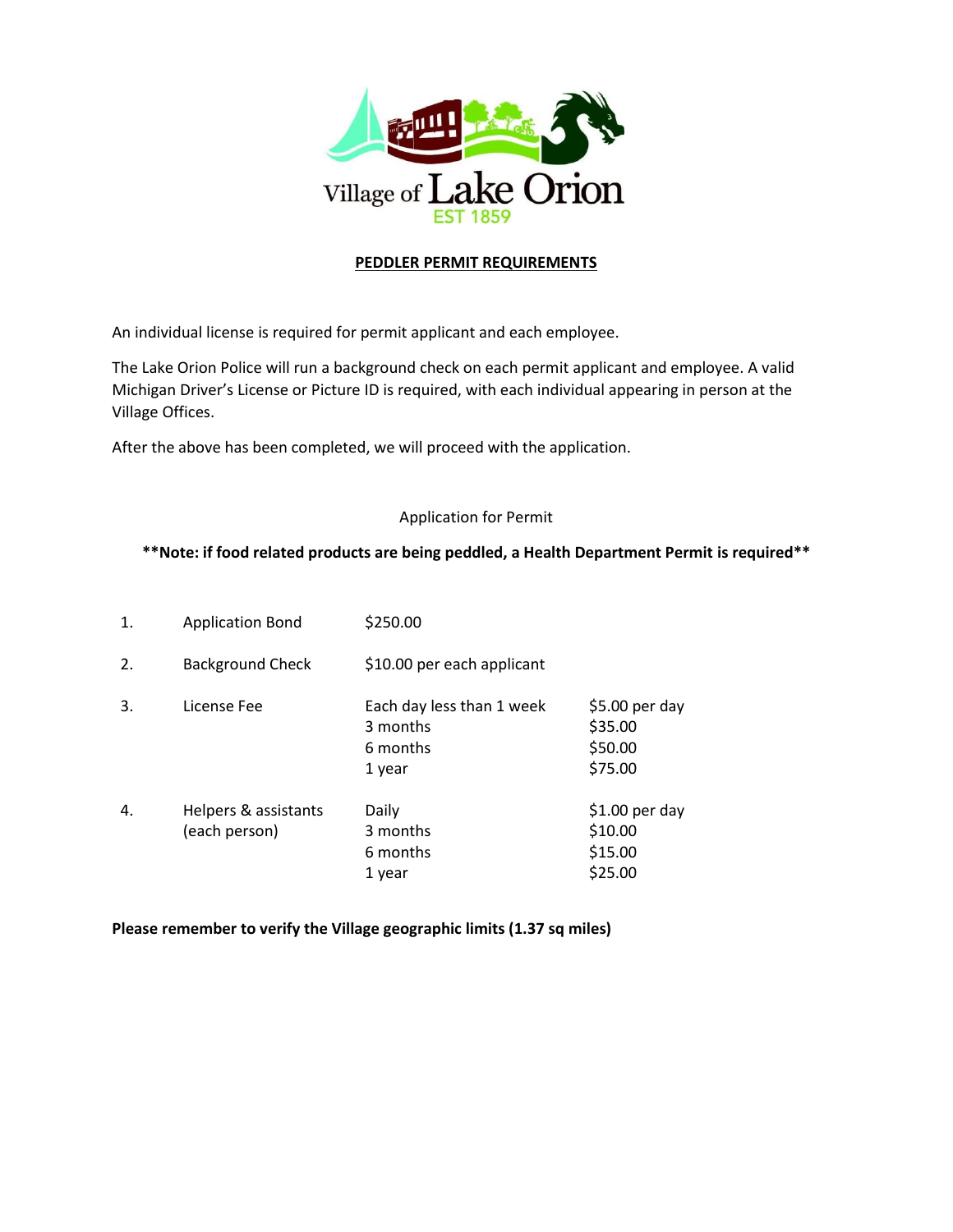Village of Lake Orion
EST 1859

**PEDDLER PERMIT REQUIREMENTS**

An individual license is required for permit applicant and each employee.

The Lake Orion Police will run a background check on each permit applicant and employee. A valid Michigan Driver's License or Picture ID is required, with each individual appearing in person at the Village Offices.

After the above has been completed, we will proceed with the application.

Application for Permit

**\*\*Note: if food related products are being peddled, a Health Department Permit is required\*\***

| | | | |
|---|---|---|---|
| 1. | Application Bond | $250.00 | |
| 2. | Background Check | $10.00 per each applicant | |
| 3. | License Fee | Each day less than 1 week | $5.00 per day |
| | | 3 months | $35.00 |
| | | 6 months | $50.00 |
| | | 1 year | $75.00 |
| 4. | Helpers & assistants (each person) | Daily | $1.00 per day |
| | | 3 months | $10.00 |
| | | 6 months | $15.00 |
| | | 1 year | $25.00 |

**Please remember to verify the Village geographic limits (1.37 sq miles)**